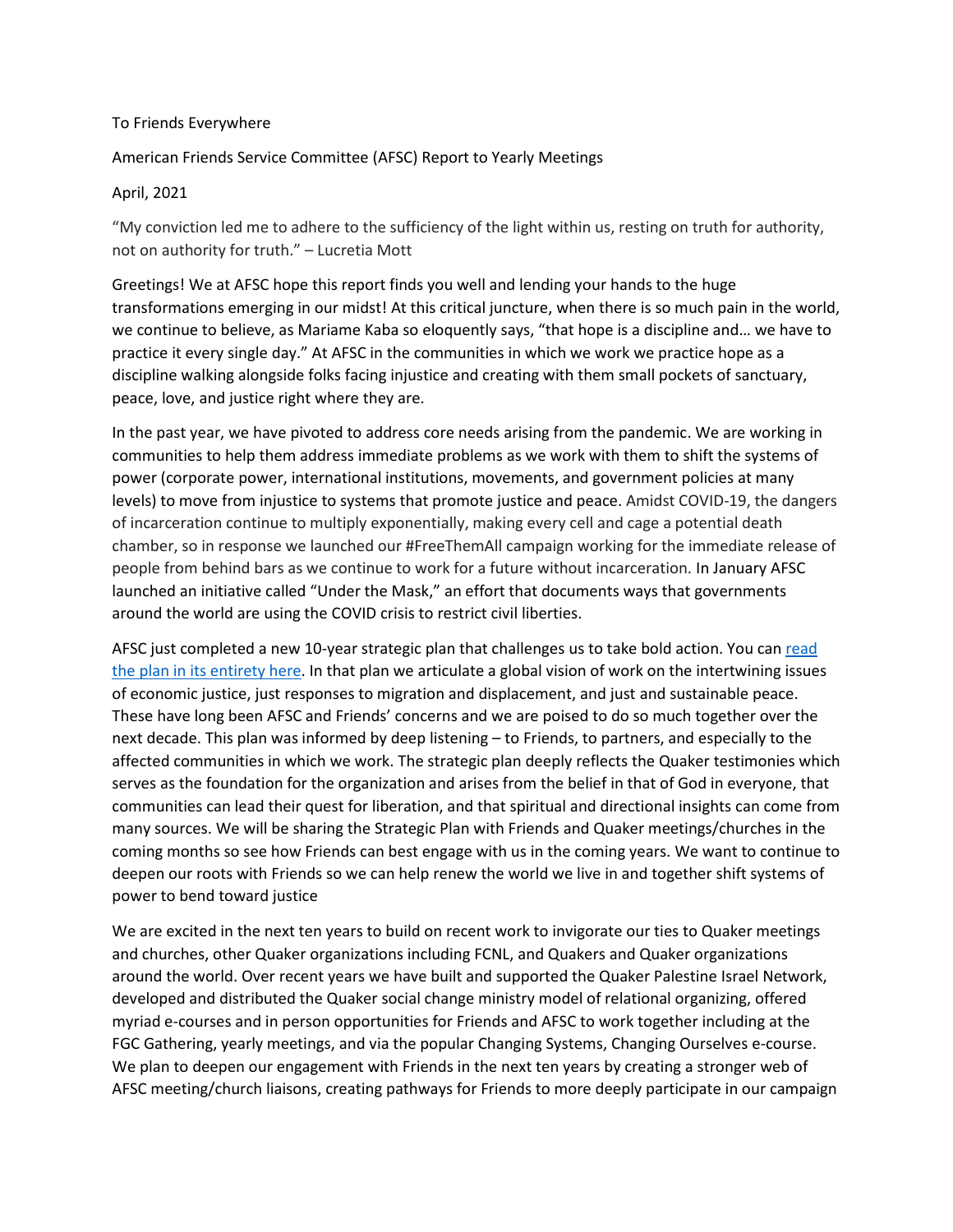To Friends Everywhere

American Friends Service Committee (AFSC) Report to Yearly Meetings

April, 2021

"My conviction led me to adhere to the sufficiency of the light within us, resting on truth for authority, not on authority for truth." – Lucretia Mott

Greetings! We at AFSC hope this report finds you well and lending your hands to the huge transformations emerging in our midst! At this critical juncture, when there is so much pain in the world, we continue to believe, as Mariame Kaba so eloquently says, "that hope is a discipline and… we have to practice it every single day." At AFSC in the communities in which we work we practice hope as a discipline walking alongside folks facing injustice and creating with them small pockets of sanctuary, peace, love, and justice right where they are.

In the past year, we have pivoted to address core needs arising from the pandemic. We are working in communities to help them address immediate problems as we work with them to shift the systems of power (corporate power, international institutions, movements, and government policies at many levels) to move from injustice to systems that promote justice and peace. Amidst COVID-19, the dangers of incarceration continue to multiply exponentially, making every cell and cage a potential death chamber, so in response we launched our #FreeThemAll campaign working for the immediate release of people from behind bars as we continue to work for a future without incarceration. In January AFSC launched an initiative called "Under the Mask," an effort that documents ways that governments around the world are using the COVID crisis to restrict civil liberties.

AFSC just completed a new 10-year strategic plan that challenges us to take bold action. You can read the plan in its entirety here. In that plan we articulate a global vision of work on the intertwining issues of economic justice, just responses to migration and displacement, and just and sustainable peace. These have long been AFSC and Friends' concerns and we are poised to do so much together over the next decade. This plan was informed by deep listening – to Friends, to partners, and especially to the affected communities in which we work. The strategic plan deeply reflects the Quaker testimonies which serves as the foundation for the organization and arises from the belief in that of God in everyone, that communities can lead their quest for liberation, and that spiritual and directional insights can come from many sources. We will be sharing the Strategic Plan with Friends and Quaker meetings/churches in the coming months so see how Friends can best engage with us in the coming years. We want to continue to deepen our roots with Friends so we can help renew the world we live in and together shift systems of power to bend toward justice

We are excited in the next ten years to build on recent work to invigorate our ties to Quaker meetings and churches, other Quaker organizations including FCNL, and Quakers and Quaker organizations around the world. Over recent years we have built and supported the Quaker Palestine Israel Network, developed and distributed the Quaker social change ministry model of relational organizing, offered myriad e-courses and in person opportunities for Friends and AFSC to work together including at the FGC Gathering, yearly meetings, and via the popular Changing Systems, Changing Ourselves e-course. We plan to deepen our engagement with Friends in the next ten years by creating a stronger web of AFSC meeting/church liaisons, creating pathways for Friends to more deeply participate in our campaign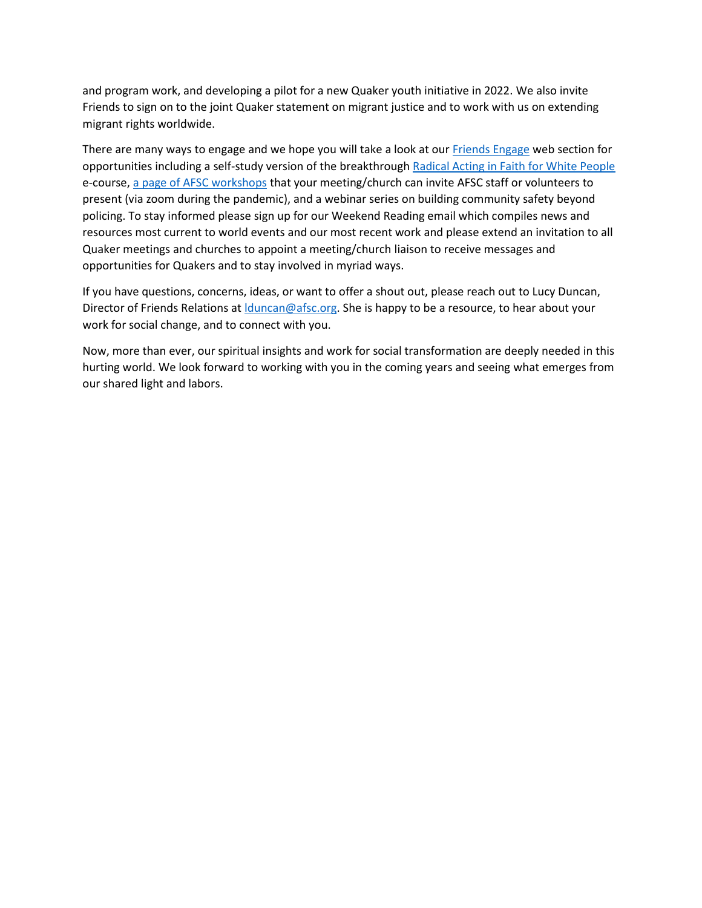and program work, and developing a pilot for a new Quaker youth initiative in 2022. We also invite Friends to sign on to the joint Quaker statement on migrant justice and to work with us on extending migrant rights worldwide.

There are many ways to engage and we hope you will take a look at our [Friends Engage] web section for opportunities including a self-study version of the breakthrough [Radical Acting in Faith for White People] e-course, [a page of AFSC workshops] that your meeting/church can invite AFSC staff or volunteers to present (via zoom during the pandemic), and a webinar series on building community safety beyond policing. To stay informed please sign up for our Weekend Reading email which compiles news and resources most current to world events and our most recent work and please extend an invitation to all Quaker meetings and churches to appoint a meeting/church liaison to receive messages and opportunities for Quakers and to stay involved in myriad ways.

If you have questions, concerns, ideas, or want to offer a shout out, please reach out to Lucy Duncan, Director of Friends Relations at lduncan@afsc.org. She is happy to be a resource, to hear about your work for social change, and to connect with you.

Now, more than ever, our spiritual insights and work for social transformation are deeply needed in this hurting world. We look forward to working with you in the coming years and seeing what emerges from our shared light and labors.